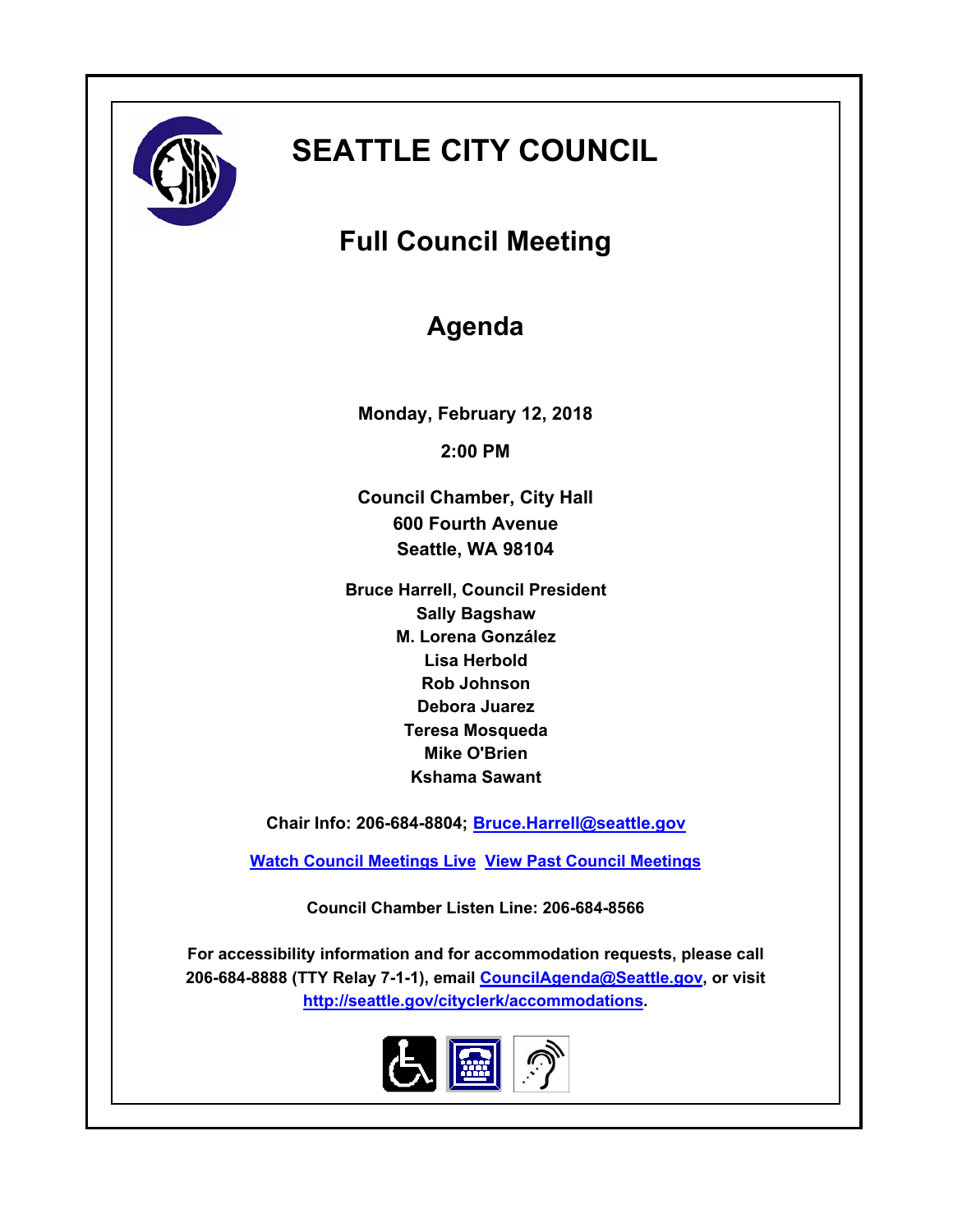# SEATTLE CITY COUNCIL

## Full Council Meeting

## Agenda

**Monday, February 12, 2018**

**2:00 PM**

**Council Chamber, City Hall**
**600 Fourth Avenue**
**Seattle, WA 98104**

**Bruce Harrell, Council President**
**Sally Bagshaw**
**M. Lorena González**
**Lisa Herbold**
**Rob Johnson**
**Debora Juarez**
**Teresa Mosqueda**
**Mike O'Brien**
**Kshama Sawant**

**Chair Info: 206-684-8804; Bruce.Harrell@seattle.gov**

**Watch Council Meetings Live  View Past Council Meetings**

**Council Chamber Listen Line: 206-684-8566**

**For accessibility information and for accommodation requests, please call 206-684-8888 (TTY Relay 7-1-1), email CouncilAgenda@Seattle.gov, or visit http://seattle.gov/cityclerk/accommodations.**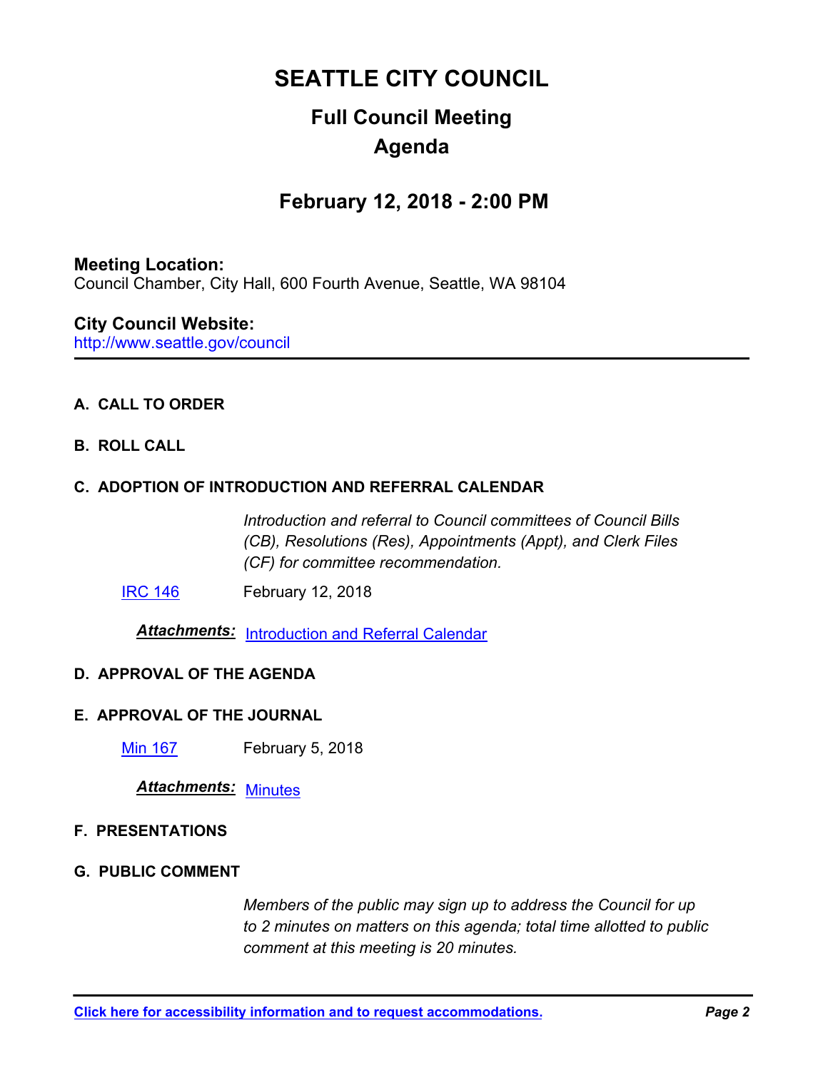# SEATTLE CITY COUNCIL

## Full Council Meeting

## Agenda

## February 12, 2018 - 2:00 PM

**Meeting Location:**
Council Chamber, City Hall, 600 Fourth Avenue, Seattle, WA 98104

**City Council Website:**
http://www.seattle.gov/council

---

**A. CALL TO ORDER**

**B. ROLL CALL**

**C. ADOPTION OF INTRODUCTION AND REFERRAL CALENDAR**

*Introduction and referral to Council committees of Council Bills (CB), Resolutions (Res), Appointments (Appt), and Clerk Files (CF) for committee recommendation.*

IRC 146 February 12, 2018

***Attachments:*** Introduction and Referral Calendar

**D. APPROVAL OF THE AGENDA**

**E. APPROVAL OF THE JOURNAL**

Min 167 February 5, 2018

***Attachments:*** Minutes

**F. PRESENTATIONS**

**G. PUBLIC COMMENT**

*Members of the public may sign up to address the Council for up to 2 minutes on matters on this agenda; total time allotted to public comment at this meeting is 20 minutes.*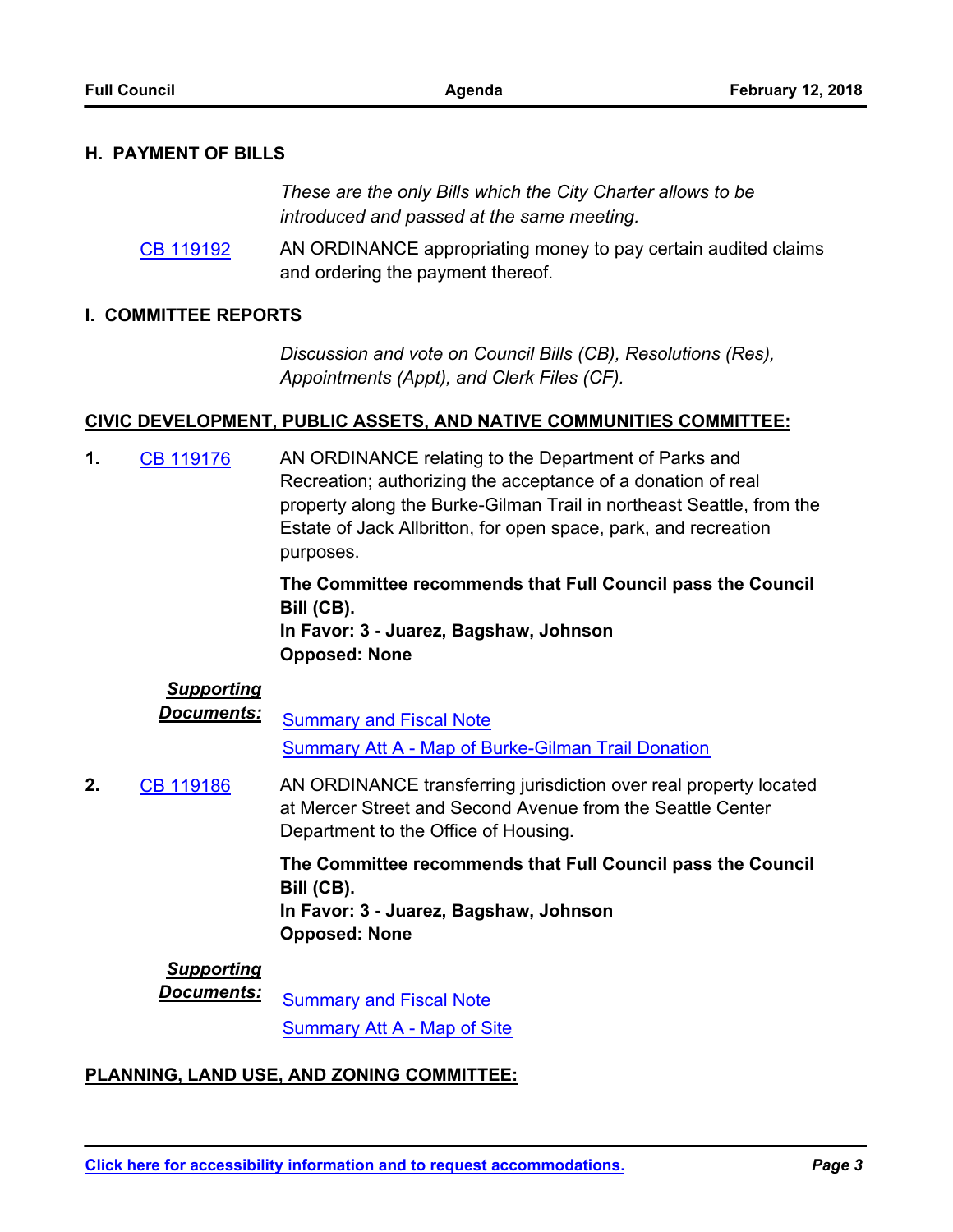## H. PAYMENT OF BILLS

*These are the only Bills which the City Charter allows to be introduced and passed at the same meeting.*

CB 119192 — AN ORDINANCE appropriating money to pay certain audited claims and ordering the payment thereof.

## I. COMMITTEE REPORTS

*Discussion and vote on Council Bills (CB), Resolutions (Res), Appointments (Appt), and Clerk Files (CF).*

### CIVIC DEVELOPMENT, PUBLIC ASSETS, AND NATIVE COMMUNITIES COMMITTEE:

**1.** CB 119176 — AN ORDINANCE relating to the Department of Parks and Recreation; authorizing the acceptance of a donation of real property along the Burke-Gilman Trail in northeast Seattle, from the Estate of Jack Allbritton, for open space, park, and recreation purposes.

**The Committee recommends that Full Council pass the Council Bill (CB).**
**In Favor: 3 - Juarez, Bagshaw, Johnson**
**Opposed: None**

***Supporting Documents:***
Summary and Fiscal Note
Summary Att A - Map of Burke-Gilman Trail Donation

**2.** CB 119186 — AN ORDINANCE transferring jurisdiction over real property located at Mercer Street and Second Avenue from the Seattle Center Department to the Office of Housing.

**The Committee recommends that Full Council pass the Council Bill (CB).**
**In Favor: 3 - Juarez, Bagshaw, Johnson**
**Opposed: None**

***Supporting Documents:***
Summary and Fiscal Note
Summary Att A - Map of Site

### PLANNING, LAND USE, AND ZONING COMMITTEE: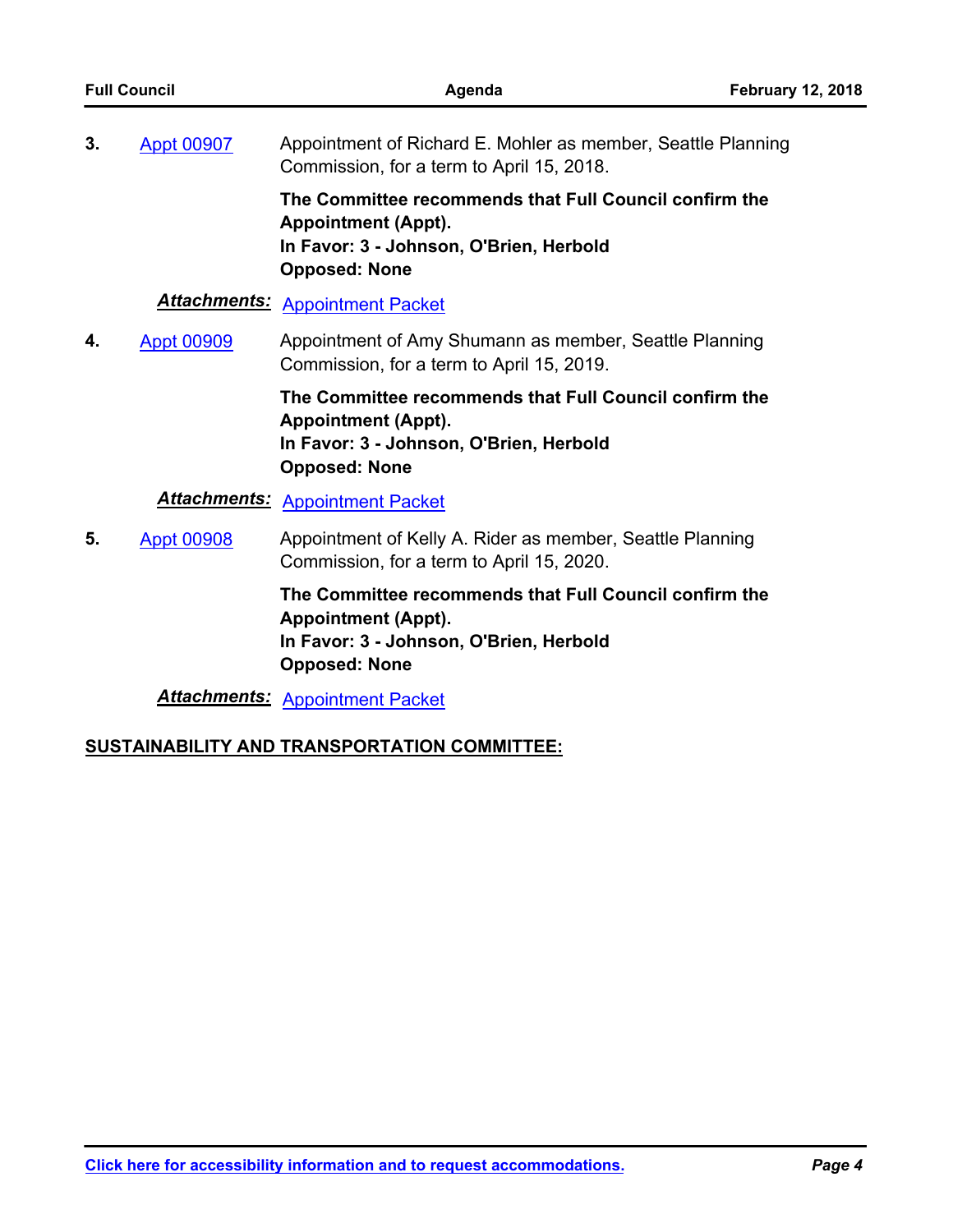3. Appt 00907 — Appointment of Richard E. Mohler as member, Seattle Planning Commission, for a term to April 15, 2018.

   **The Committee recommends that Full Council confirm the Appointment (Appt).**
   **In Favor: 3 - Johnson, O'Brien, Herbold**
   **Opposed: None**

   ***Attachments:*** Appointment Packet

4. Appt 00909 — Appointment of Amy Shumann as member, Seattle Planning Commission, for a term to April 15, 2019.

   **The Committee recommends that Full Council confirm the Appointment (Appt).**
   **In Favor: 3 - Johnson, O'Brien, Herbold**
   **Opposed: None**

   ***Attachments:*** Appointment Packet

5. Appt 00908 — Appointment of Kelly A. Rider as member, Seattle Planning Commission, for a term to April 15, 2020.

   **The Committee recommends that Full Council confirm the Appointment (Appt).**
   **In Favor: 3 - Johnson, O'Brien, Herbold**
   **Opposed: None**

   ***Attachments:*** Appointment Packet

**SUSTAINABILITY AND TRANSPORTATION COMMITTEE:**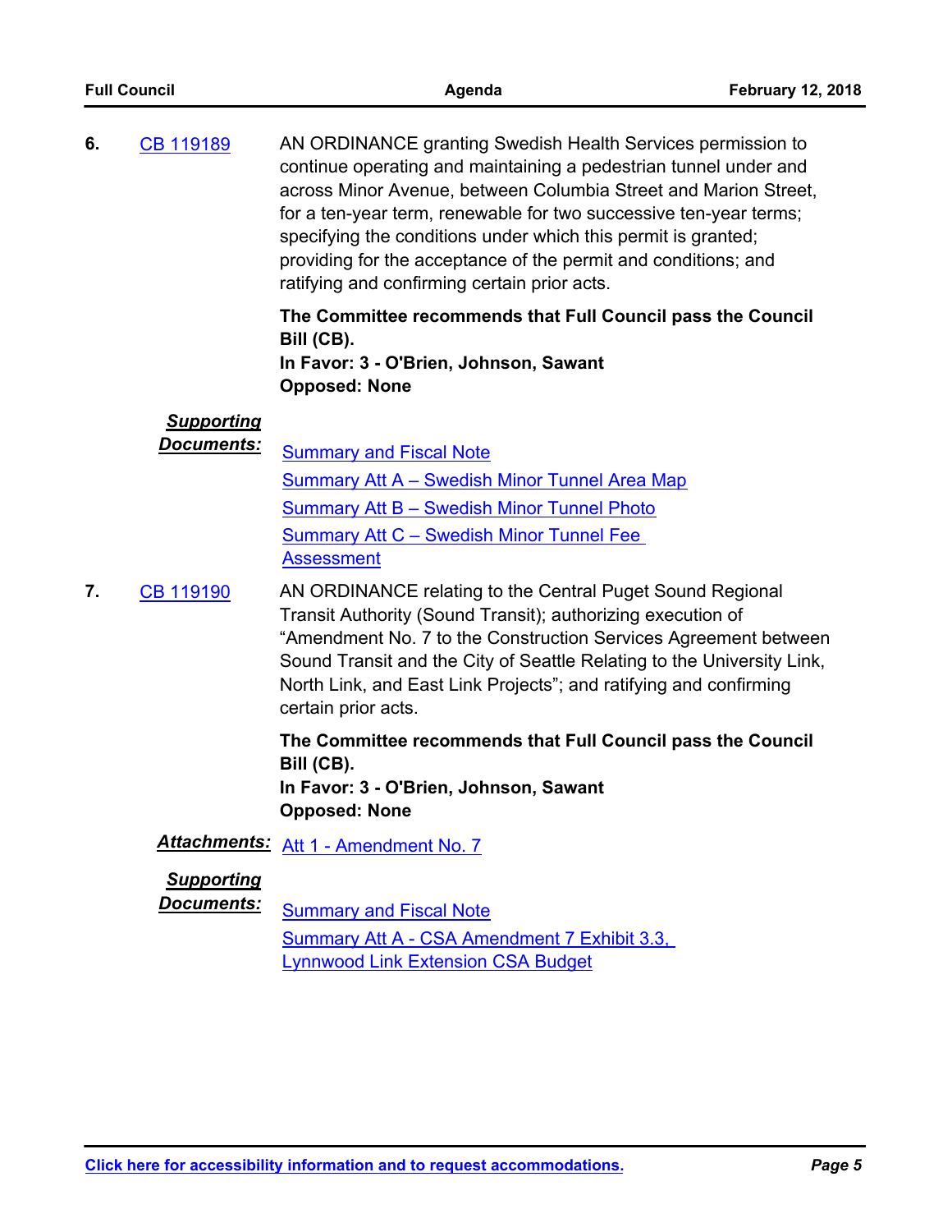**6.** CB 119189

AN ORDINANCE granting Swedish Health Services permission to continue operating and maintaining a pedestrian tunnel under and across Minor Avenue, between Columbia Street and Marion Street, for a ten-year term, renewable for two successive ten-year terms; specifying the conditions under which this permit is granted; providing for the acceptance of the permit and conditions; and ratifying and confirming certain prior acts.

**The Committee recommends that Full Council pass the Council Bill (CB).**
**In Favor: 3 - O'Brien, Johnson, Sawant**
**Opposed: None**

***Supporting Documents:***
- Summary and Fiscal Note
- Summary Att A – Swedish Minor Tunnel Area Map
- Summary Att B – Swedish Minor Tunnel Photo
- Summary Att C – Swedish Minor Tunnel Fee Assessment

**7.** CB 119190

AN ORDINANCE relating to the Central Puget Sound Regional Transit Authority (Sound Transit); authorizing execution of "Amendment No. 7 to the Construction Services Agreement between Sound Transit and the City of Seattle Relating to the University Link, North Link, and East Link Projects"; and ratifying and confirming certain prior acts.

**The Committee recommends that Full Council pass the Council Bill (CB).**
**In Favor: 3 - O'Brien, Johnson, Sawant**
**Opposed: None**

***Attachments:***
- Att 1 - Amendment No. 7

***Supporting Documents:***
- Summary and Fiscal Note
- Summary Att A - CSA Amendment 7 Exhibit 3.3, Lynnwood Link Extension CSA Budget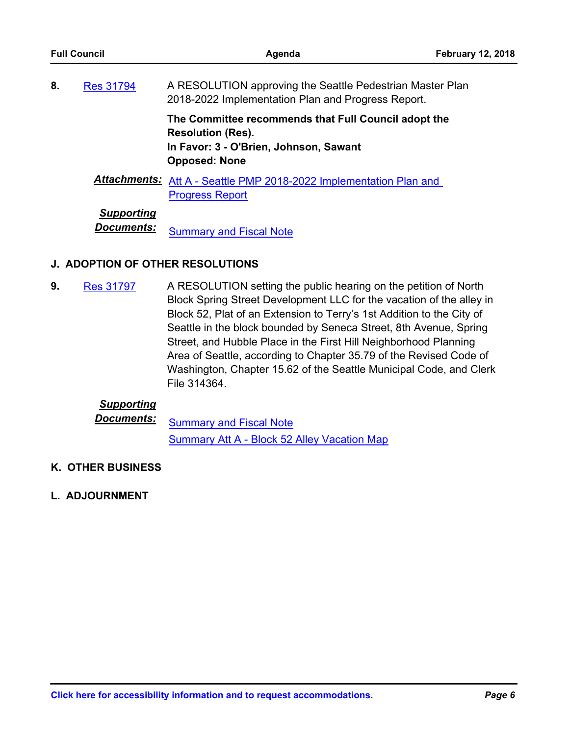**8.** Res 31794 — A RESOLUTION approving the Seattle Pedestrian Master Plan 2018-2022 Implementation Plan and Progress Report.

**The Committee recommends that Full Council adopt the Resolution (Res).**
**In Favor: 3 - O'Brien, Johnson, Sawant**
**Opposed: None**

***Attachments:*** Att A - Seattle PMP 2018-2022 Implementation Plan and Progress Report

***Supporting Documents:*** Summary and Fiscal Note

## J. ADOPTION OF OTHER RESOLUTIONS

**9.** Res 31797 — A RESOLUTION setting the public hearing on the petition of North Block Spring Street Development LLC for the vacation of the alley in Block 52, Plat of an Extension to Terry's 1st Addition to the City of Seattle in the block bounded by Seneca Street, 8th Avenue, Spring Street, and Hubble Place in the First Hill Neighborhood Planning Area of Seattle, according to Chapter 35.79 of the Revised Code of Washington, Chapter 15.62 of the Seattle Municipal Code, and Clerk File 314364.

***Supporting Documents:*** Summary and Fiscal Note
Summary Att A - Block 52 Alley Vacation Map

## K. OTHER BUSINESS

## L. ADJOURNMENT